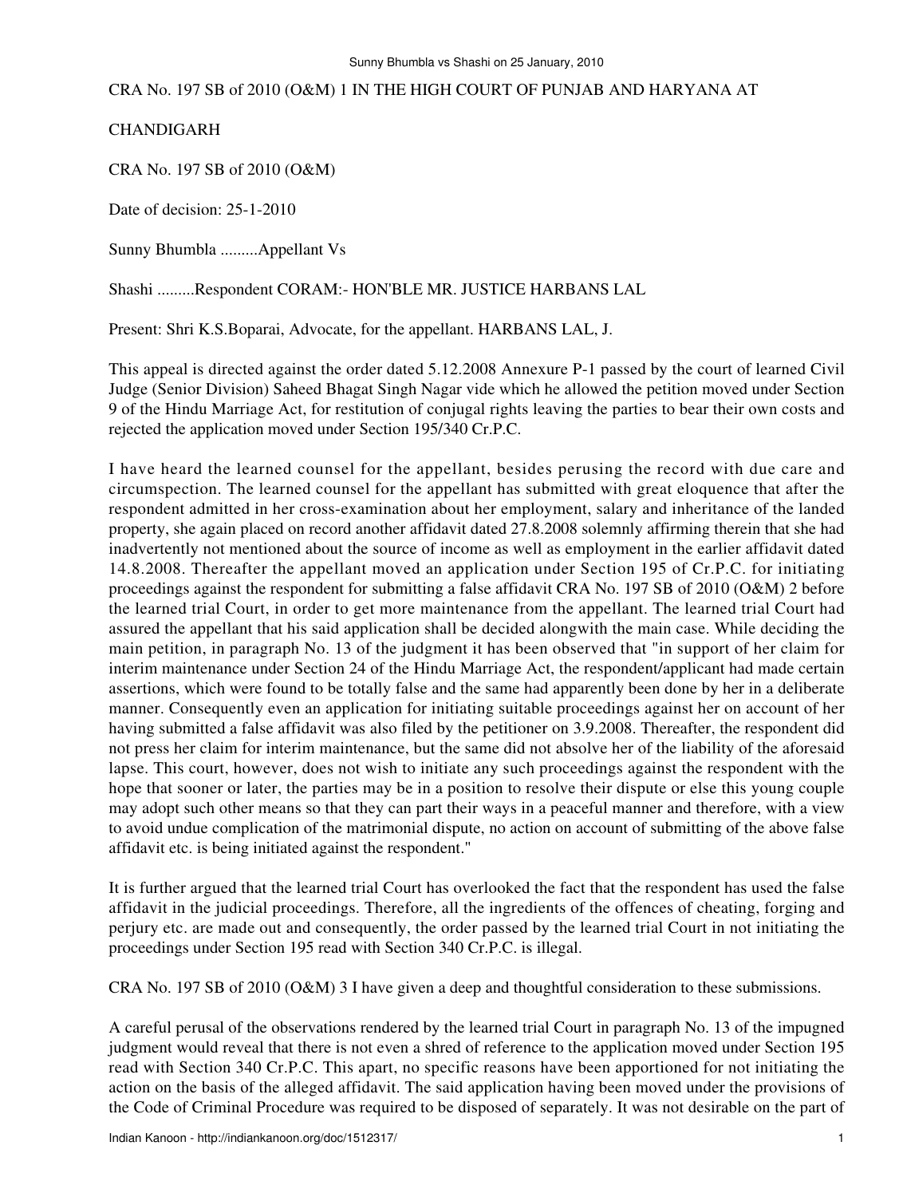CRA No. 197 SB of 2010 (O&M) 1 IN THE HIGH COURT OF PUNJAB AND HARYANA AT

CHANDIGARH

CRA No. 197 SB of 2010 (O&M)

Date of decision: 25-1-2010

Sunny Bhumbla .........Appellant Vs

Shashi .........Respondent CORAM:- HON'BLE MR. JUSTICE HARBANS LAL

Present: Shri K.S.Boparai, Advocate, for the appellant. HARBANS LAL, J.

This appeal is directed against the order dated 5.12.2008 Annexure P-1 passed by the court of learned Civil Judge (Senior Division) Saheed Bhagat Singh Nagar vide which he allowed the petition moved under Section 9 of the Hindu Marriage Act, for restitution of conjugal rights leaving the parties to bear their own costs and rejected the application moved under Section 195/340 Cr.P.C.

I have heard the learned counsel for the appellant, besides perusing the record with due care and circumspection. The learned counsel for the appellant has submitted with great eloquence that after the respondent admitted in her cross-examination about her employment, salary and inheritance of the landed property, she again placed on record another affidavit dated 27.8.2008 solemnly affirming therein that she had inadvertently not mentioned about the source of income as well as employment in the earlier affidavit dated 14.8.2008. Thereafter the appellant moved an application under Section 195 of Cr.P.C. for initiating proceedings against the respondent for submitting a false affidavit CRA No. 197 SB of 2010 (O&M) 2 before the learned trial Court, in order to get more maintenance from the appellant. The learned trial Court had assured the appellant that his said application shall be decided alongwith the main case. While deciding the main petition, in paragraph No. 13 of the judgment it has been observed that "in support of her claim for interim maintenance under Section 24 of the Hindu Marriage Act, the respondent/applicant had made certain assertions, which were found to be totally false and the same had apparently been done by her in a deliberate manner. Consequently even an application for initiating suitable proceedings against her on account of her having submitted a false affidavit was also filed by the petitioner on 3.9.2008. Thereafter, the respondent did not press her claim for interim maintenance, but the same did not absolve her of the liability of the aforesaid lapse. This court, however, does not wish to initiate any such proceedings against the respondent with the hope that sooner or later, the parties may be in a position to resolve their dispute or else this young couple may adopt such other means so that they can part their ways in a peaceful manner and therefore, with a view to avoid undue complication of the matrimonial dispute, no action on account of submitting of the above false affidavit etc. is being initiated against the respondent."

It is further argued that the learned trial Court has overlooked the fact that the respondent has used the false affidavit in the judicial proceedings. Therefore, all the ingredients of the offences of cheating, forging and perjury etc. are made out and consequently, the order passed by the learned trial Court in not initiating the proceedings under Section 195 read with Section 340 Cr.P.C. is illegal.

CRA No. 197 SB of 2010 (O&M) 3 I have given a deep and thoughtful consideration to these submissions.

A careful perusal of the observations rendered by the learned trial Court in paragraph No. 13 of the impugned judgment would reveal that there is not even a shred of reference to the application moved under Section 195 read with Section 340 Cr.P.C. This apart, no specific reasons have been apportioned for not initiating the action on the basis of the alleged affidavit. The said application having been moved under the provisions of the Code of Criminal Procedure was required to be disposed of separately. It was not desirable on the part of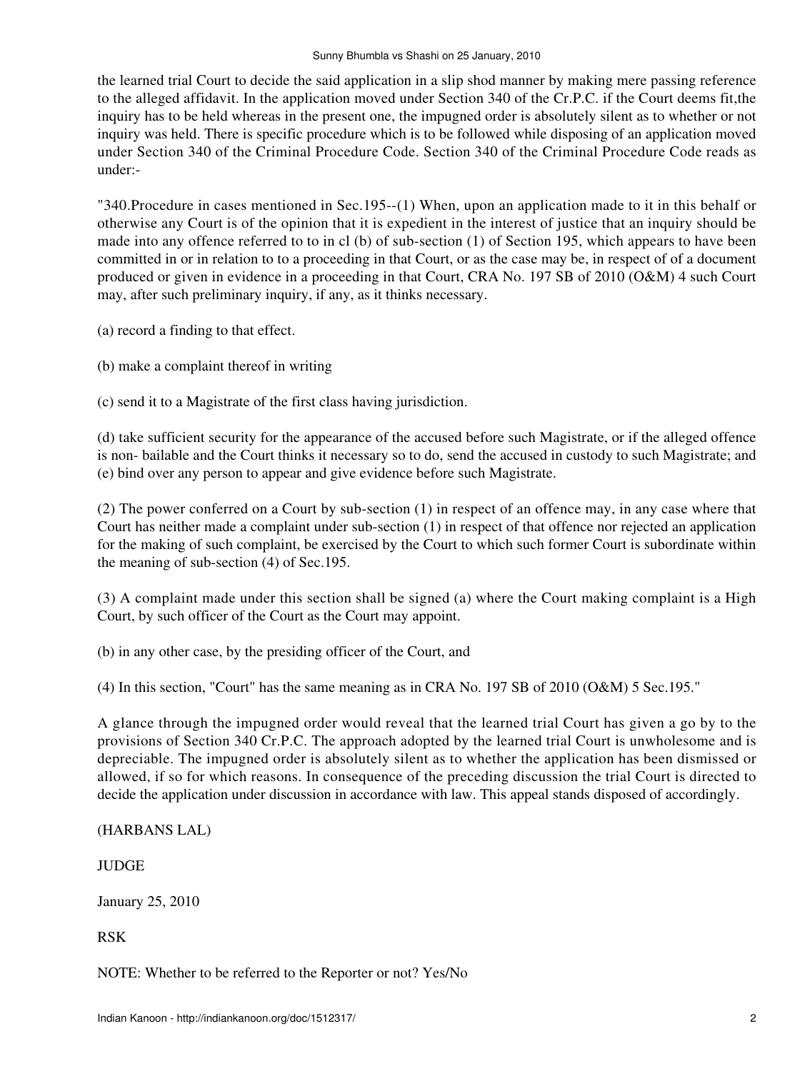the learned trial Court to decide the said application in a slip shod manner by making mere passing reference to the alleged affidavit. In the application moved under Section 340 of the Cr.P.C. if the Court deems fit,the inquiry has to be held whereas in the present one, the impugned order is absolutely silent as to whether or not inquiry was held. There is specific procedure which is to be followed while disposing of an application moved under Section 340 of the Criminal Procedure Code. Section 340 of the Criminal Procedure Code reads as under:-

"340.Procedure in cases mentioned in Sec.195--(1) When, upon an application made to it in this behalf or otherwise any Court is of the opinion that it is expedient in the interest of justice that an inquiry should be made into any offence referred to to in cl (b) of sub-section (1) of Section 195, which appears to have been committed in or in relation to to a proceeding in that Court, or as the case may be, in respect of of a document produced or given in evidence in a proceeding in that Court, CRA No. 197 SB of 2010 (O&M) 4 such Court may, after such preliminary inquiry, if any, as it thinks necessary.

(a) record a finding to that effect.

(b) make a complaint thereof in writing

(c) send it to a Magistrate of the first class having jurisdiction.

(d) take sufficient security for the appearance of the accused before such Magistrate, or if the alleged offence is non- bailable and the Court thinks it necessary so to do, send the accused in custody to such Magistrate; and (e) bind over any person to appear and give evidence before such Magistrate.

(2) The power conferred on a Court by sub-section (1) in respect of an offence may, in any case where that Court has neither made a complaint under sub-section (1) in respect of that offence nor rejected an application for the making of such complaint, be exercised by the Court to which such former Court is subordinate within the meaning of sub-section (4) of Sec.195.

(3) A complaint made under this section shall be signed (a) where the Court making complaint is a High Court, by such officer of the Court as the Court may appoint.

(b) in any other case, by the presiding officer of the Court, and

(4) In this section, "Court" has the same meaning as in CRA No. 197 SB of 2010 (O&M) 5 Sec.195."

A glance through the impugned order would reveal that the learned trial Court has given a go by to the provisions of Section 340 Cr.P.C. The approach adopted by the learned trial Court is unwholesome and is depreciable. The impugned order is absolutely silent as to whether the application has been dismissed or allowed, if so for which reasons. In consequence of the preceding discussion the trial Court is directed to decide the application under discussion in accordance with law. This appeal stands disposed of accordingly.

(HARBANS LAL)

JUDGE

January 25, 2010

RSK

NOTE: Whether to be referred to the Reporter or not? Yes/No